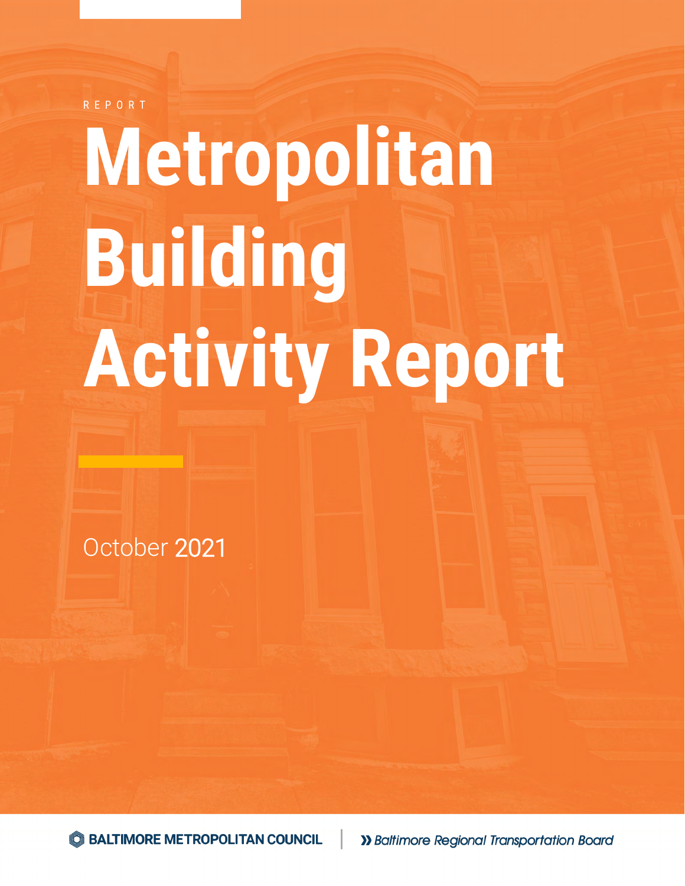REPORT

# Metropolitan Building Activity Report

October 2021

BALTIMORE METROPOLITAN COUNCIL | Baltimore Regional Transportation Board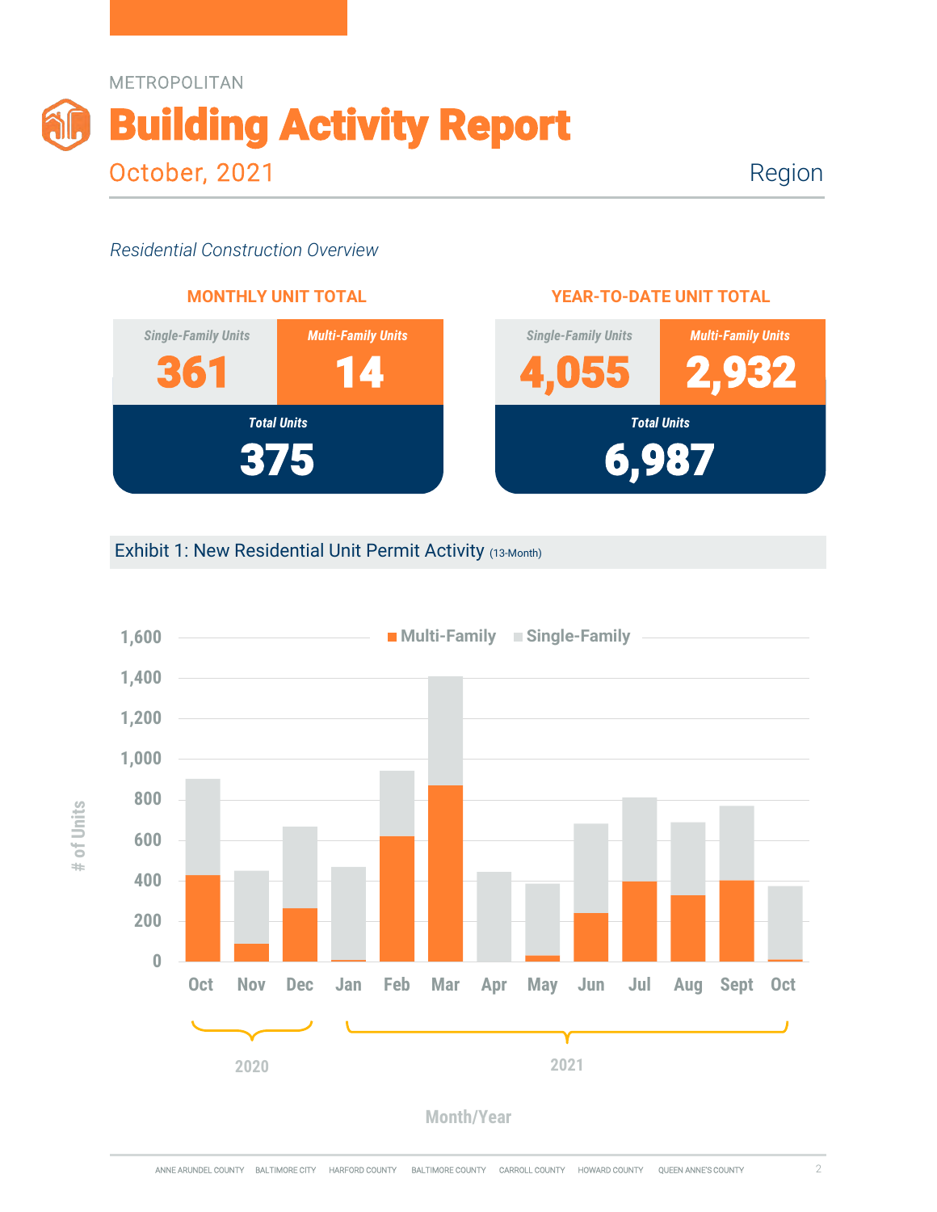METROPOLITAN

# Building Activity Report

October, 2021

Region

*Residential Construction Overview*

**MONTHLY UNIT TOTAL**

| Single-Family Units | Multi-Family Units |
|---|---|
| 361 | 14 |
| **Total Units** | |
| 375 | |

**YEAR-TO-DATE UNIT TOTAL**

| Single-Family Units | Multi-Family Units |
|---|---|
| 4,055 | 2,932 |
| **Total Units** | |
| 6,987 | |

## Exhibit 1: New Residential Unit Permit Activity (13-Month)

Multi-Family · Single-Family

# of Units: 0, 200, 400, 600, 800, 1,000, 1,200, 1,400, 1,600

2020: Oct, Nov, Dec
2021: Jan, Feb, Mar, Apr, May, Jun, Jul, Aug, Sept, Oct

Month/Year

ANNE ARUNDEL COUNTY · BALTIMORE CITY · HARFORD COUNTY · BALTIMORE COUNTY · CARROLL COUNTY · HOWARD COUNTY · QUEEN ANNE'S COUNTY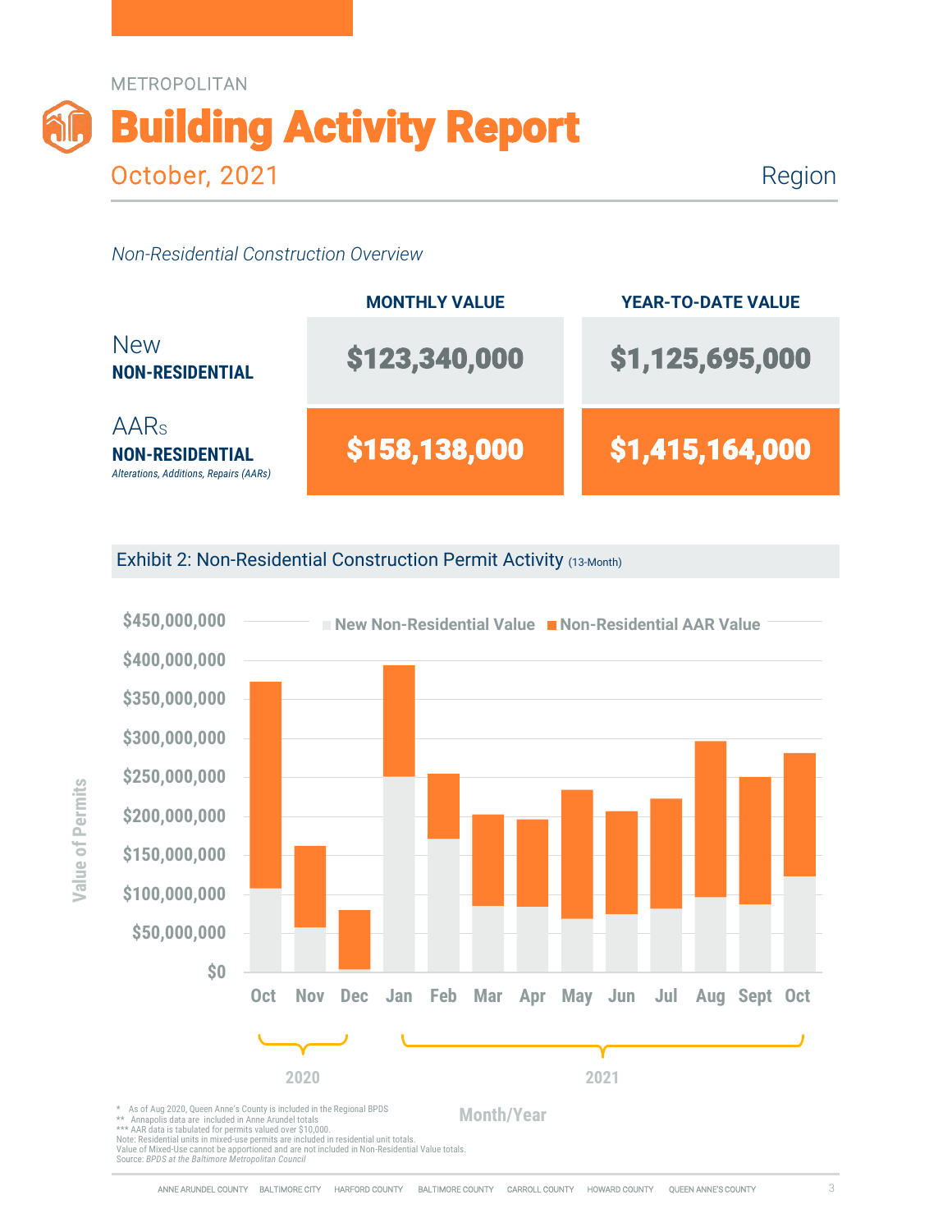METROPOLITAN

# Building Activity Report

October, 2021 — Region

*Non-Residential Construction Overview*

| | MONTHLY VALUE | YEAR-TO-DATE VALUE |
|---|---|---|
| New **NON-RESIDENTIAL** | $123,340,000 | $1,125,695,000 |
| AARs **NON-RESIDENTIAL** *Alterations, Additions, Repairs (AARs)* | $158,138,000 | $1,415,164,000 |

## Exhibit 2: Non-Residential Construction Permit Activity (13-Month)

Legend: New Non-Residential Value; Non-Residential AAR Value

Y-axis: Value of Permits ($0 – $450,000,000)

X-axis: Month/Year — Oct, Nov, Dec (2020); Jan, Feb, Mar, Apr, May, Jun, Jul, Aug, Sept, Oct (2021)

\* As of Aug 2020, Queen Anne's County is included in the Regional BPDS
\*\* Annapolis data are included in Anne Arundel totals
\*\*\* AAR data is tabulated for permits valued over $10,000.
Note: Residential units in mixed-use permits are included in residential unit totals.
Value of Mixed-Use cannot be apportioned and are not included in Non-Residential Value totals.
Source: *BPDS at the Baltimore Metropolitan Council*

ANNE ARUNDEL COUNTY · BALTIMORE CITY · HARFORD COUNTY · BALTIMORE COUNTY · CARROLL COUNTY · HOWARD COUNTY · QUEEN ANNE'S COUNTY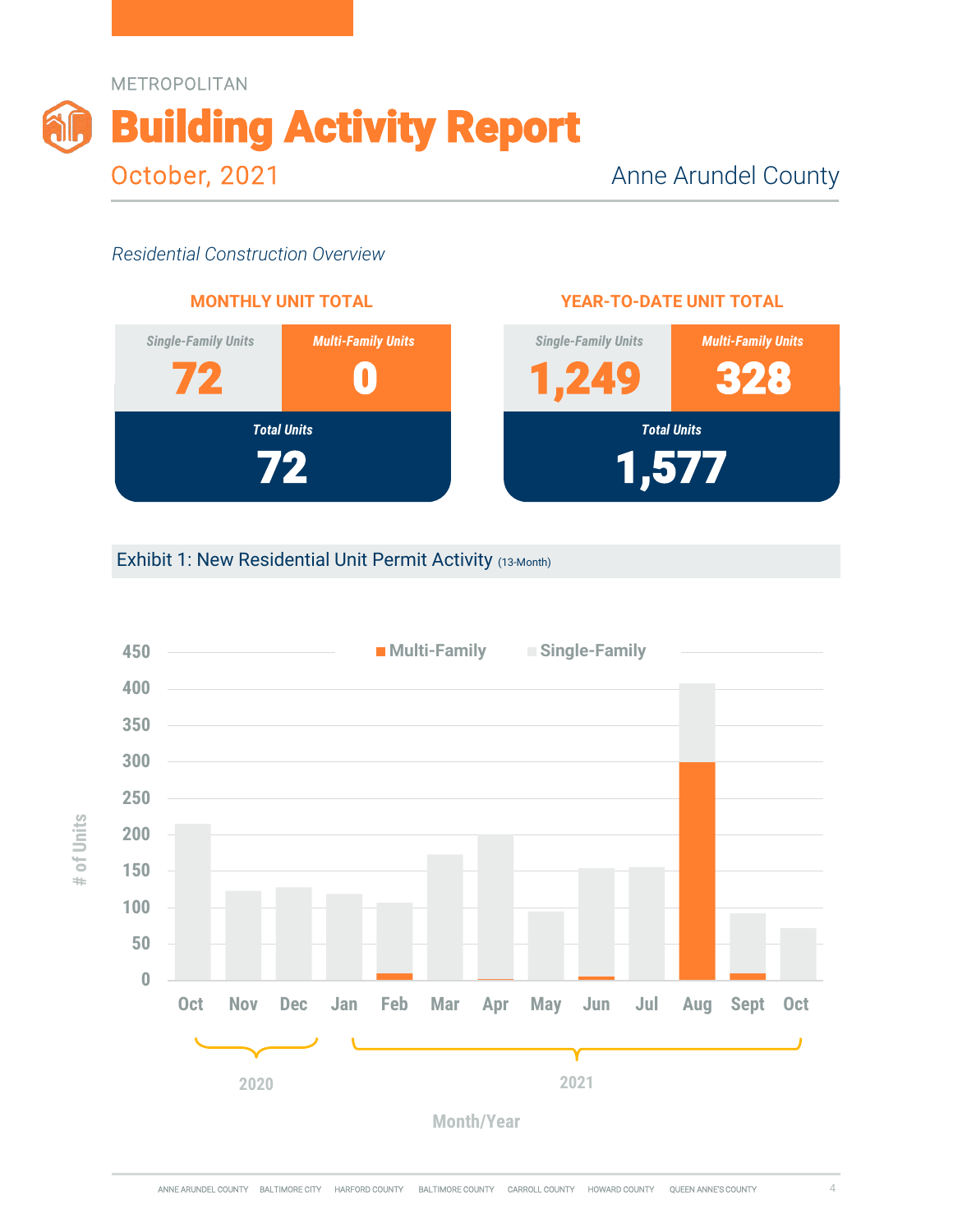METROPOLITAN

# Building Activity Report

October, 2021

Anne Arundel County

*Residential Construction Overview*

**MONTHLY UNIT TOTAL**

| Single-Family Units | Multi-Family Units |
|---|---|
| 72 | 0 |
| **Total Units** | |
| 72 | |

**YEAR-TO-DATE UNIT TOTAL**

| Single-Family Units | Multi-Family Units |
|---|---|
| 1,249 | 328 |
| **Total Units** | |
| 1,577 | |

## Exhibit 1: New Residential Unit Permit Activity (13-Month)

Multi-Family / Single-Family

# of Units: 0, 50, 100, 150, 200, 250, 300, 350, 400, 450

Oct, Nov, Dec (2020); Jan, Feb, Mar, Apr, May, Jun, Jul, Aug, Sept, Oct (2021)

Month/Year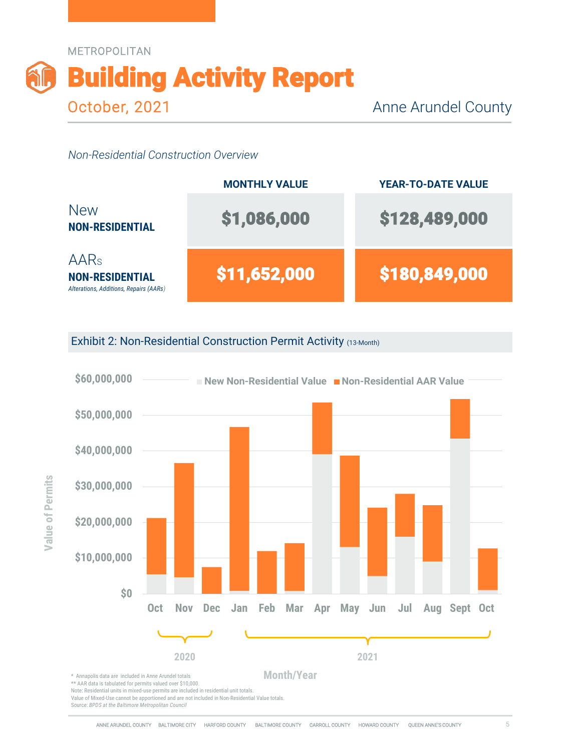METROPOLITAN

# Building Activity Report

October, 2021

Anne Arundel County

*Non-Residential Construction Overview*

| | MONTHLY VALUE | YEAR-TO-DATE VALUE |
|---|---|---|
| New **NON-RESIDENTIAL** | $1,086,000 | $128,489,000 |
| AARs **NON-RESIDENTIAL** *Alterations, Additions, Repairs (AARs)* | $11,652,000 | $180,849,000 |

## Exhibit 2: Non-Residential Construction Permit Activity (13-Month)

New Non-Residential Value / Non-Residential AAR Value

Value of Permits: $0, $10,000,000, $20,000,000, $30,000,000, $40,000,000, $50,000,000, $60,000,000

Month/Year: Oct, Nov, Dec (2020); Jan, Feb, Mar, Apr, May, Jun, Jul, Aug, Sept, Oct (2021)

\* Annapolis data are included in Anne Arundel totals
** AAR data is tabulated for permits valued over $10,000.
Note: Residential units in mixed-use permits are included in residential unit totals.
Value of Mixed-Use cannot be apportioned and are not included in Non-Residential Value totals.
Source: *BPDS at the Baltimore Metropolitan Council*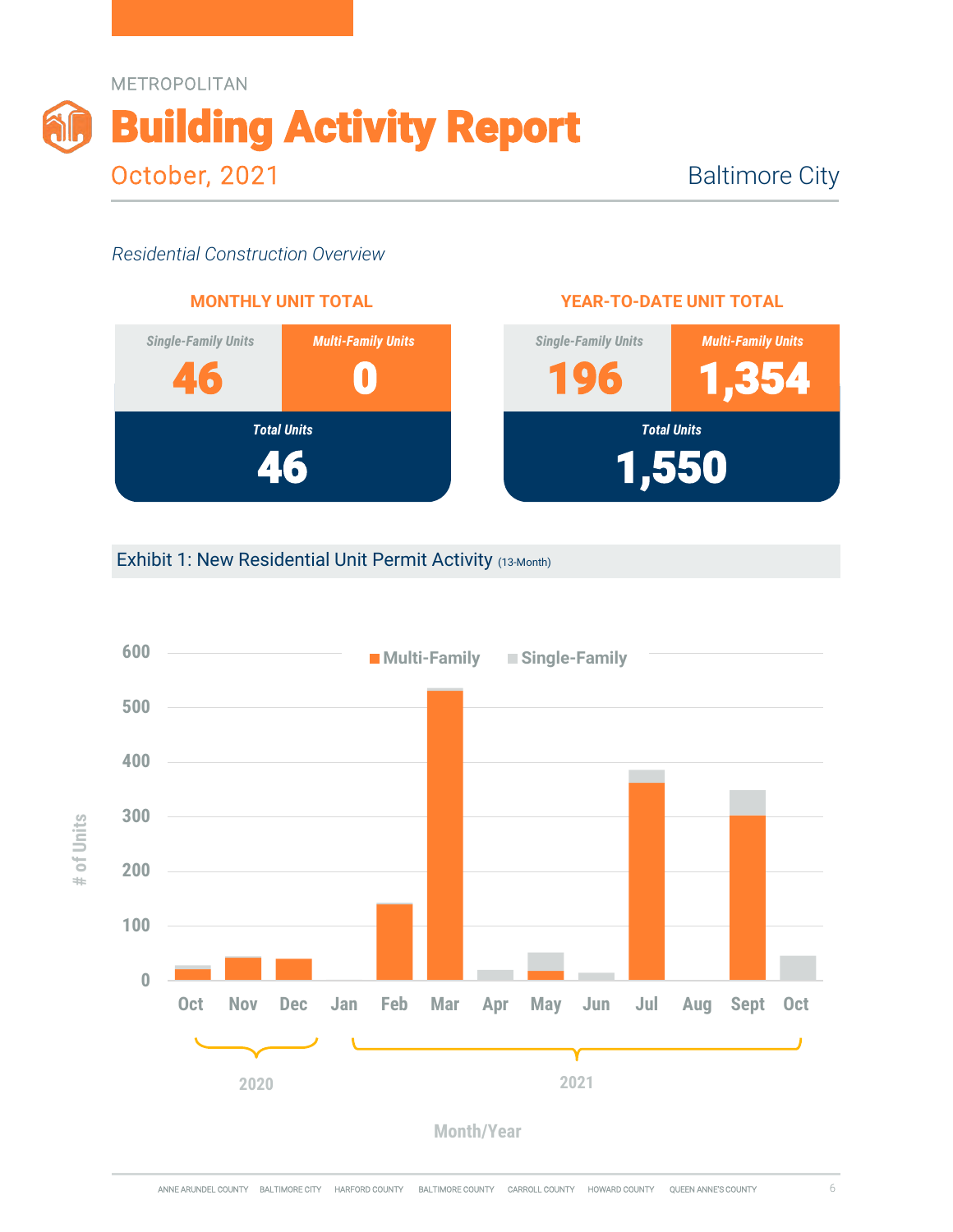METROPOLITAN

# Building Activity Report

October, 2021

Baltimore City

*Residential Construction Overview*

| MONTHLY UNIT TOTAL | |
|---|---|
| *Single-Family Units* | *Multi-Family Units* |
| 46 | 0 |
| *Total Units* | |
| 46 | |

| YEAR-TO-DATE UNIT TOTAL | |
|---|---|
| *Single-Family Units* | *Multi-Family Units* |
| 196 | 1,354 |
| *Total Units* | |
| 1,550 | |

## Exhibit 1: New Residential Unit Permit Activity (13-Month)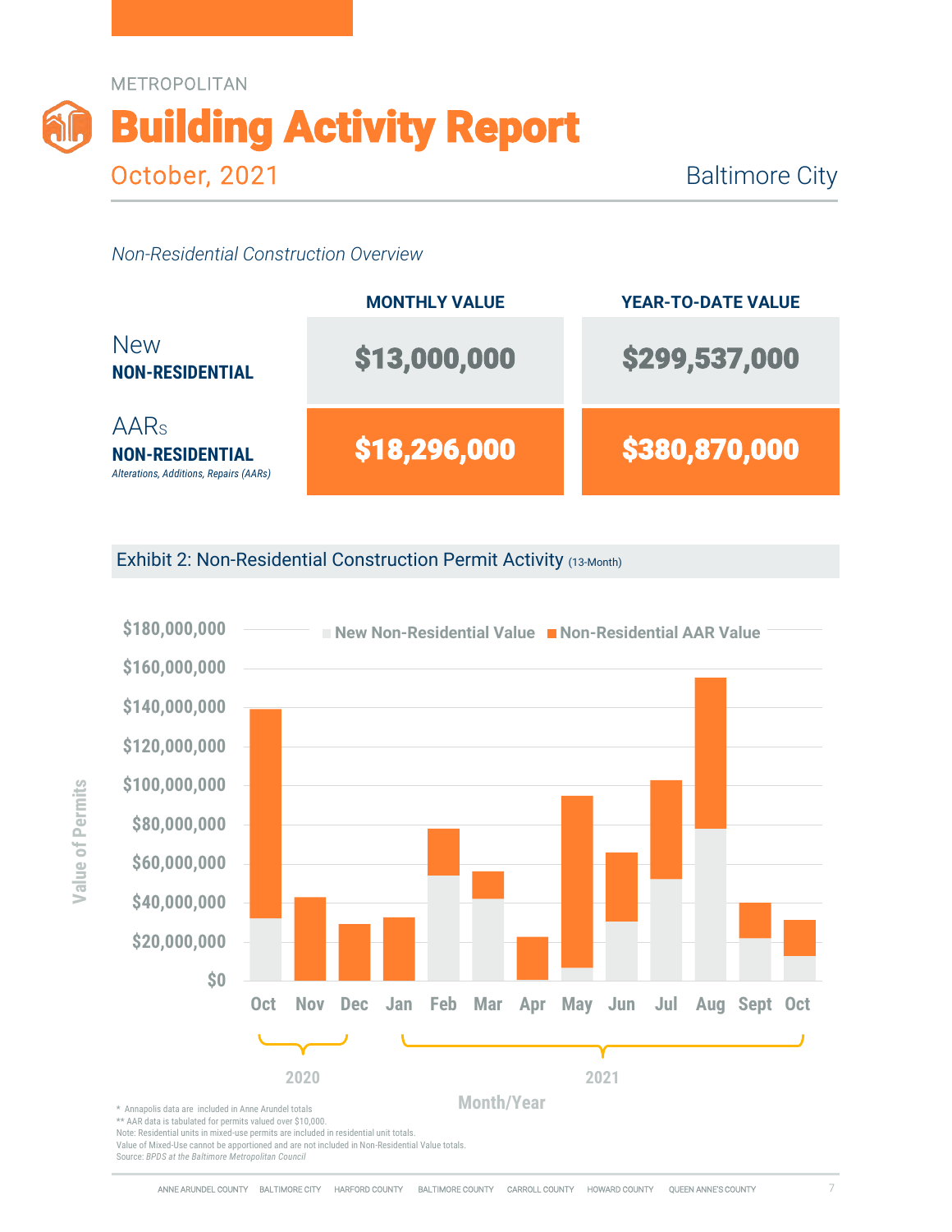METROPOLITAN

# Building Activity Report

October, 2021 — Baltimore City

*Non-Residential Construction Overview*

| | MONTHLY VALUE | YEAR-TO-DATE VALUE |
|---|---|---|
| New **NON-RESIDENTIAL** | $13,000,000 | $299,537,000 |
| AARs **NON-RESIDENTIAL** *Alterations, Additions, Repairs (AARs)* | $18,296,000 | $380,870,000 |

## Exhibit 2: Non-Residential Construction Permit Activity (13-Month)

Legend: New Non-Residential Value; Non-Residential AAR Value

Value of Permits: $0 – $180,000,000

Month/Year: 2020 (Oct, Nov, Dec); 2021 (Jan, Feb, Mar, Apr, May, Jun, Jul, Aug, Sept, Oct)

\* Annapolis data are included in Anne Arundel totals
** AAR data is tabulated for permits valued over $10,000.
Note: Residential units in mixed-use permits are included in residential unit totals.
Value of Mixed-Use cannot be apportioned and are not included in Non-Residential Value totals.
Source: *BPDS at the Baltimore Metropolitan Council*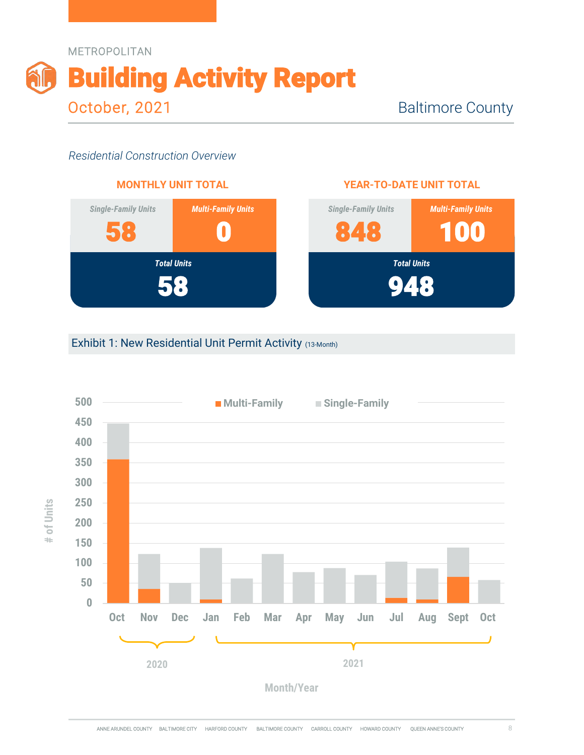METROPOLITAN

# Building Activity Report

October, 2021

Baltimore County

*Residential Construction Overview*

## MONTHLY UNIT TOTAL

| Single-Family Units | Multi-Family Units |
|---|---|
| 58 | 0 |
| **Total Units** | |
| 58 | |

## YEAR-TO-DATE UNIT TOTAL

| Single-Family Units | Multi-Family Units |
|---|---|
| 848 | 100 |
| **Total Units** | |
| 948 | |

## Exhibit 1: New Residential Unit Permit Activity (13-Month)

Legend: Multi-Family, Single-Family

Y-axis: # of Units (0–500)

X-axis: Month/Year — 2020: Oct, Nov, Dec; 2021: Jan, Feb, Mar, Apr, May, Jun, Jul, Aug, Sept, Oct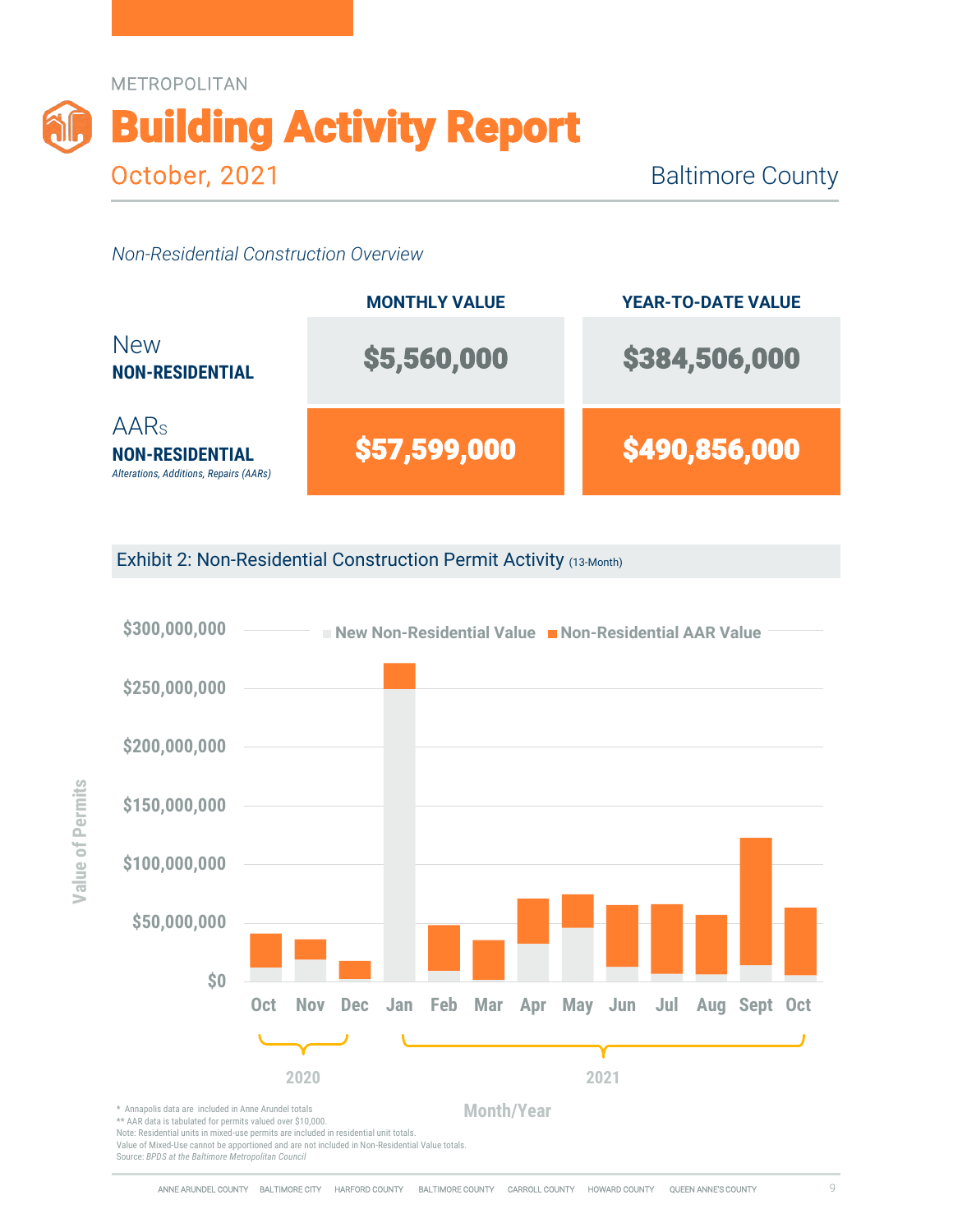METROPOLITAN

# Building Activity Report

October, 2021 — Baltimore County

*Non-Residential Construction Overview*

| | MONTHLY VALUE | YEAR-TO-DATE VALUE |
|---|---|---|
| New **NON-RESIDENTIAL** | $5,560,000 | $384,506,000 |
| AARs **NON-RESIDENTIAL** *Alterations, Additions, Repairs (AARs)* | $57,599,000 | $490,856,000 |

## Exhibit 2: Non-Residential Construction Permit Activity (13-Month)

Value of Permits ($0 – $300,000,000)

Legend: New Non-Residential Value; Non-Residential AAR Value

Months: Oct, Nov, Dec (2020); Jan, Feb, Mar, Apr, May, Jun, Jul, Aug, Sept, Oct (2021)

Month/Year

\* Annapolis data are included in Anne Arundel totals
** AAR data is tabulated for permits valued over $10,000.
Note: Residential units in mixed-use permits are included in residential unit totals.
Value of Mixed-Use cannot be apportioned and are not included in Non-Residential Value totals.
Source: *BPDS at the Baltimore Metropolitan Council*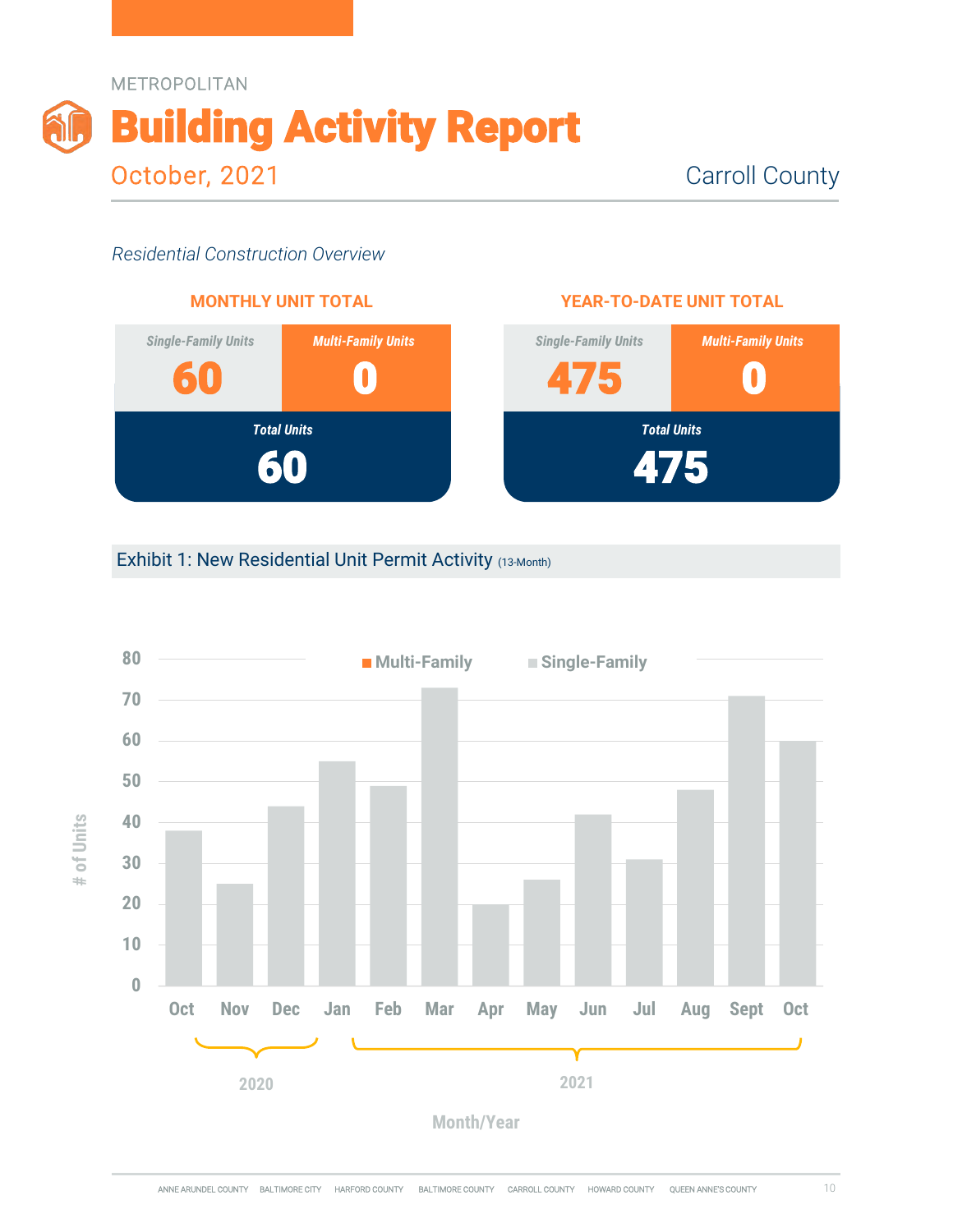METROPOLITAN

# Building Activity Report

October, 2021

Carroll County

*Residential Construction Overview*

**MONTHLY UNIT TOTAL**

| Single-Family Units | Multi-Family Units |
|---|---|
| 60 | 0 |
| **Total Units** | |
| **60** | |

**YEAR-TO-DATE UNIT TOTAL**

| Single-Family Units | Multi-Family Units |
|---|---|
| 475 | 0 |
| **Total Units** | |
| **475** | |

## Exhibit 1: New Residential Unit Permit Activity (13-Month)

| Month/Year | Multi-Family | Single-Family |
|---|---|---|
| Oct 2020 | 0 | 38 |
| Nov 2020 | 0 | 25 |
| Dec 2020 | 0 | 44 |
| Jan 2021 | 0 | 55 |
| Feb 2021 | 0 | 49 |
| Mar 2021 | 0 | 73 |
| Apr 2021 | 0 | 20 |
| May 2021 | 0 | 26 |
| Jun 2021 | 0 | 42 |
| Jul 2021 | 0 | 31 |
| Aug 2021 | 0 | 48 |
| Sept 2021 | 0 | 71 |
| Oct 2021 | 0 | 60 |

ANNE ARUNDEL COUNTY | BALTIMORE CITY | HARFORD COUNTY | BALTIMORE COUNTY | CARROLL COUNTY | HOWARD COUNTY | QUEEN ANNE'S COUNTY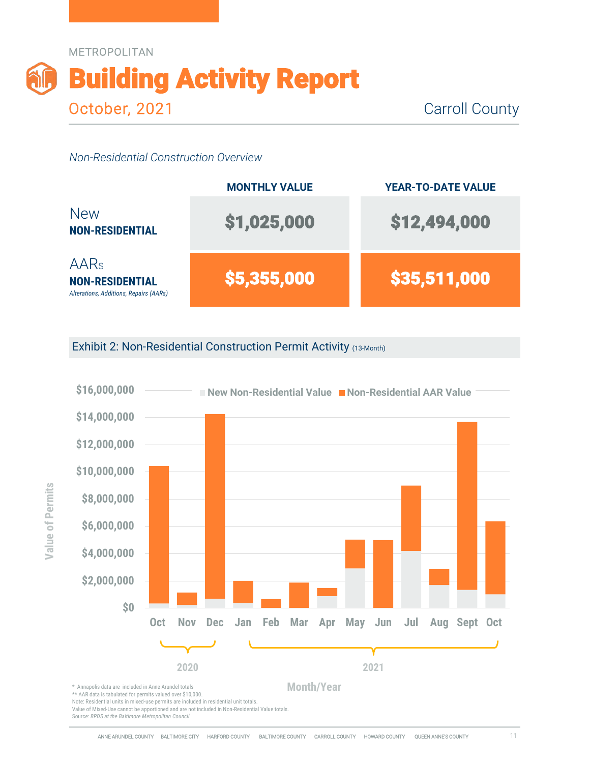METROPOLITAN

# Building Activity Report

October, 2021 — Carroll County

*Non-Residential Construction Overview*

| | MONTHLY VALUE | YEAR-TO-DATE VALUE |
|---|---|---|
| New **NON-RESIDENTIAL** | **$1,025,000** | **$12,494,000** |
| AARs **NON-RESIDENTIAL** *Alterations, Additions, Repairs (AARs)* | **$5,355,000** | **$35,511,000** |

## Exhibit 2: Non-Residential Construction Permit Activity (13-Month)

Legend: New Non-Residential Value; Non-Residential AAR Value

Y-axis: Value of Permits ($0 – $16,000,000)

X-axis: Month/Year — 2020: Oct, Nov, Dec; 2021: Jan, Feb, Mar, Apr, May, Jun, Jul, Aug, Sept, Oct

\* Annapolis data are included in Anne Arundel totals
\*\* AAR data is tabulated for permits valued over $10,000.
Note: Residential units in mixed-use permits are included in residential unit totals.
Value of Mixed-Use cannot be apportioned and are not included in Non-Residential Value totals.
Source: *BPDS at the Baltimore Metropolitan Council*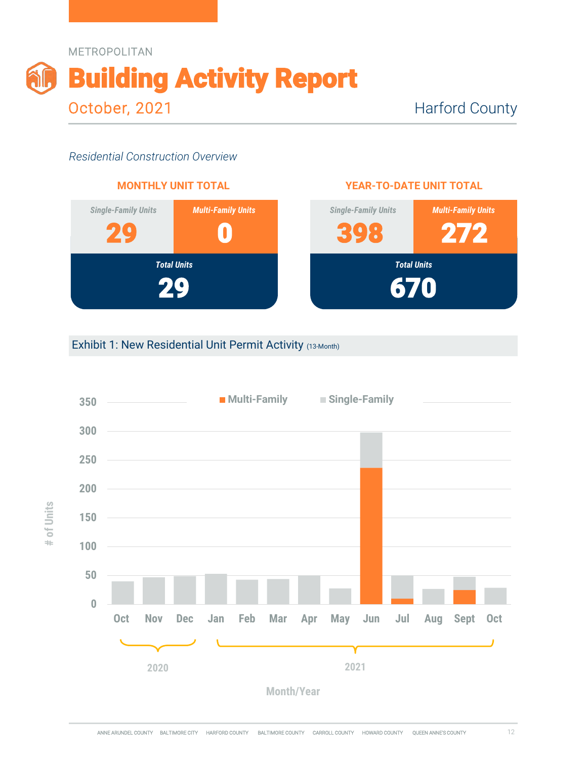METROPOLITAN

# Building Activity Report

October, 2021

Harford County

*Residential Construction Overview*

**MONTHLY UNIT TOTAL**

| Single-Family Units | Multi-Family Units |
|---|---|
| 29 | 0 |
| **Total Units** | |
| 29 | |

**YEAR-TO-DATE UNIT TOTAL**

| Single-Family Units | Multi-Family Units |
|---|---|
| 398 | 272 |
| **Total Units** | |
| 670 | |

## Exhibit 1: New Residential Unit Permit Activity (13-Month)

Multi-Family | Single-Family

350, 300, 250, 200, 150, 100, 50, 0

# of Units

Oct, Nov, Dec (2020); Jan, Feb, Mar, Apr, May, Jun, Jul, Aug, Sept, Oct (2021)

Month/Year

ANNE ARUNDEL COUNTY BALTIMORE CITY HARFORD COUNTY BALTIMORE COUNTY CARROLL COUNTY HOWARD COUNTY QUEEN ANNE'S COUNTY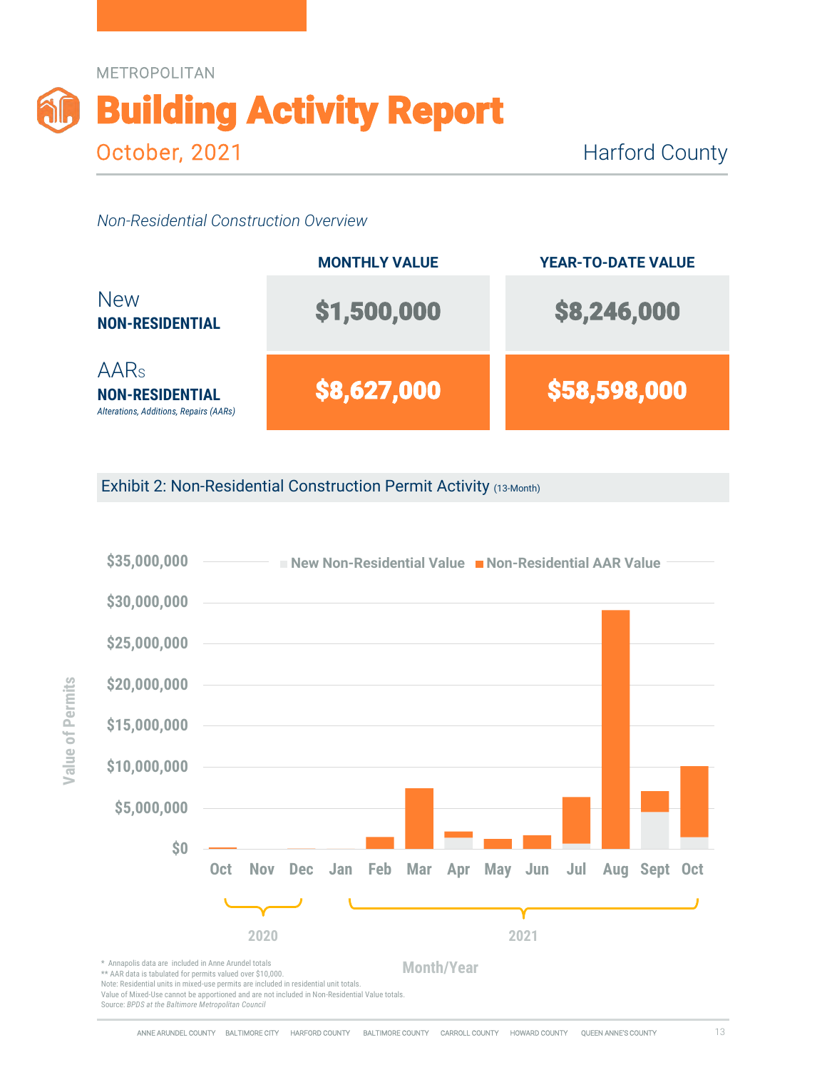METROPOLITAN

# Building Activity Report

October, 2021 — Harford County

*Non-Residential Construction Overview*

| | MONTHLY VALUE | YEAR-TO-DATE VALUE |
|---|---|---|
| New **NON-RESIDENTIAL** | $1,500,000 | $8,246,000 |
| AARs **NON-RESIDENTIAL** *Alterations, Additions, Repairs (AARs)* | $8,627,000 | $58,598,000 |

## Exhibit 2: Non-Residential Construction Permit Activity (13-Month)

New Non-Residential Value ■ Non-Residential AAR Value

Value of Permits: $0 – $35,000,000

Months: Oct, Nov, Dec (2020); Jan, Feb, Mar, Apr, May, Jun, Jul, Aug, Sept, Oct (2021)

Month/Year

\* Annapolis data are included in Anne Arundel totals
\*\* AAR data is tabulated for permits valued over $10,000.
Note: Residential units in mixed-use permits are included in residential unit totals.
Value of Mixed-Use cannot be apportioned and are not included in Non-Residential Value totals.
Source: *BPDS at the Baltimore Metropolitan Council*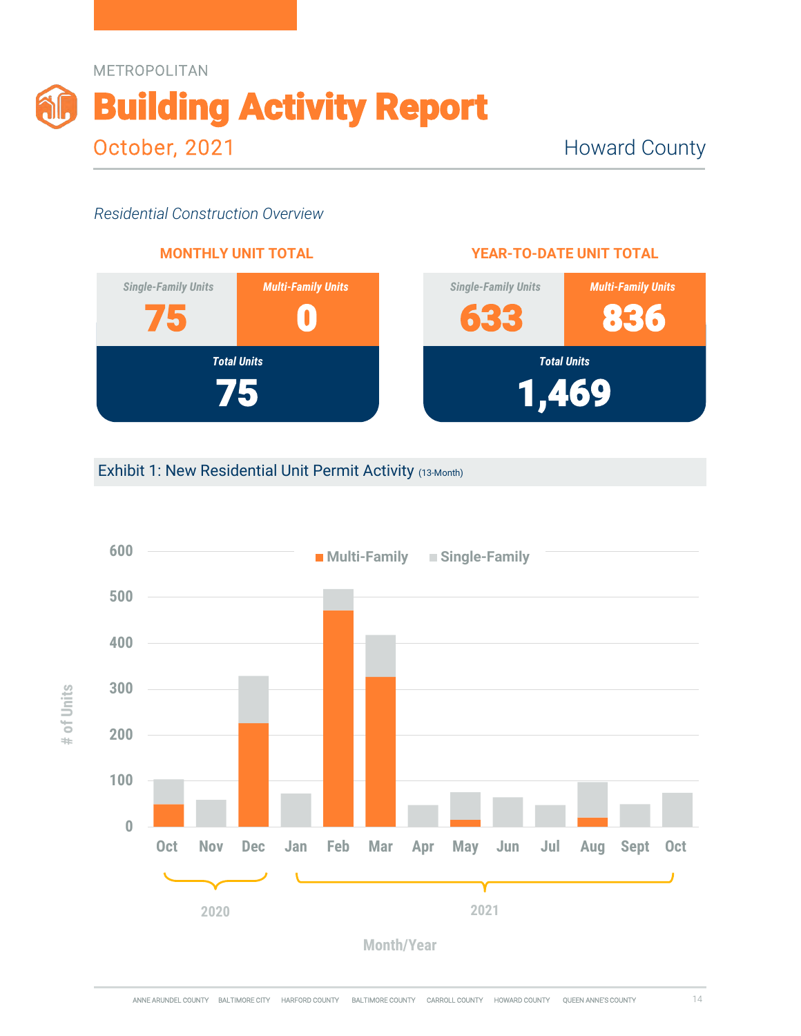METROPOLITAN

# Building Activity Report

October, 2021

Howard County

*Residential Construction Overview*

### MONTHLY UNIT TOTAL

| Single-Family Units | Multi-Family Units |
|---|---|
| 75 | 0 |
| **Total Units** | |
| 75 | |

### YEAR-TO-DATE UNIT TOTAL

| Single-Family Units | Multi-Family Units |
|---|---|
| 633 | 836 |
| **Total Units** | |
| 1,469 | |

Exhibit 1: New Residential Unit Permit Activity (13-Month)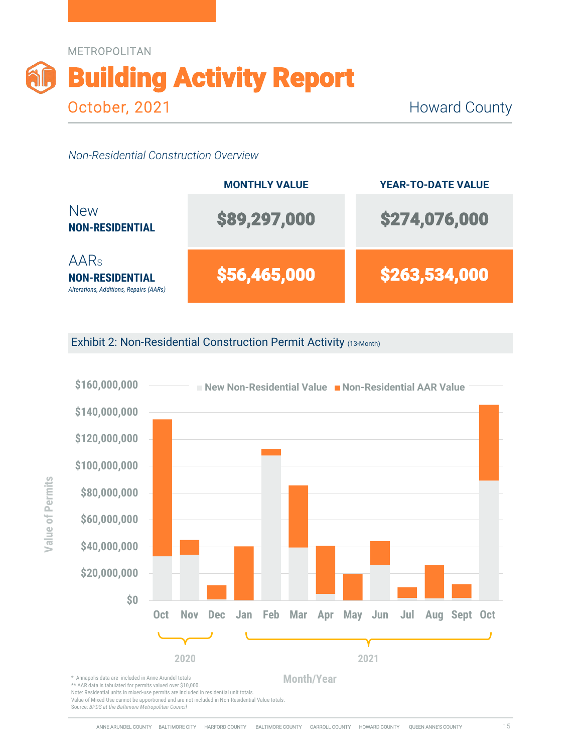METROPOLITAN

# Building Activity Report

October, 2021 — Howard County

*Non-Residential Construction Overview*

| | MONTHLY VALUE | YEAR-TO-DATE VALUE |
|---|---|---|
| New **NON-RESIDENTIAL** | $89,297,000 | $274,076,000 |
| AARs **NON-RESIDENTIAL** *Alterations, Additions, Repairs (AARs)* | $56,465,000 | $263,534,000 |

## Exhibit 2: Non-Residential Construction Permit Activity (13-Month)

Legend: New Non-Residential Value; Non-Residential AAR Value

Y-axis: Value of Permits ($0 – $160,000,000)

X-axis: Month/Year — Oct, Nov, Dec (2020); Jan, Feb, Mar, Apr, May, Jun, Jul, Aug, Sept, Oct (2021)

\* Annapolis data are included in Anne Arundel totals
\*\* AAR data is tabulated for permits valued over $10,000.
Note: Residential units in mixed-use permits are included in residential unit totals.
Value of Mixed-Use cannot be apportioned and are not included in Non-Residential Value totals.
Source: *BPDS at the Baltimore Metropolitan Council*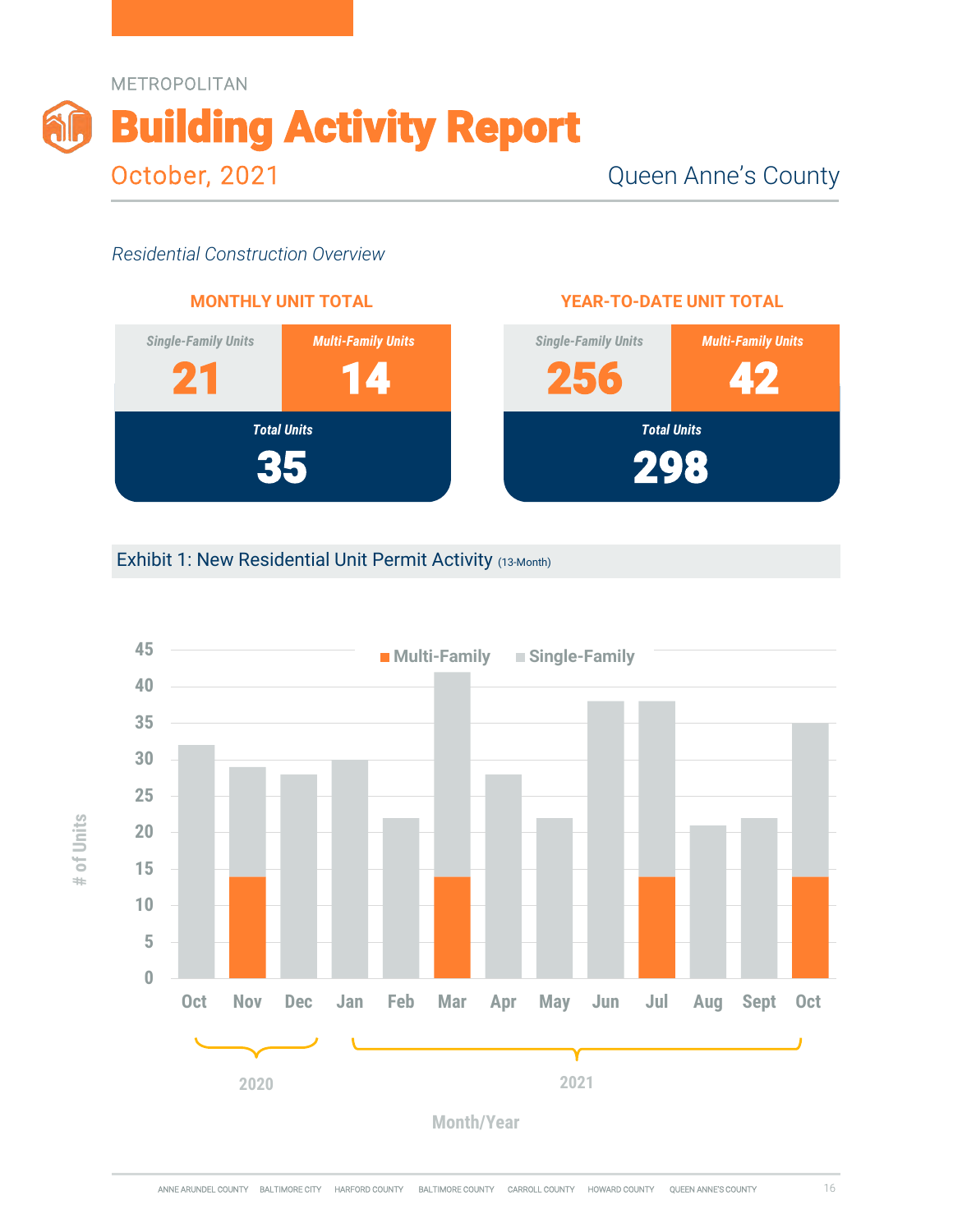METROPOLITAN

# Building Activity Report

October, 2021

Queen Anne's County

*Residential Construction Overview*

## MONTHLY UNIT TOTAL

| *Single-Family Units* | *Multi-Family Units* |
|---|---|
| 21 | 14 |
| *Total Units* 35 | |

## YEAR-TO-DATE UNIT TOTAL

| *Single-Family Units* | *Multi-Family Units* |
|---|---|
| 256 | 42 |
| *Total Units* 298 | |

## Exhibit 1: New Residential Unit Permit Activity (13-Month)

| Month/Year | Multi-Family | Single-Family | Total |
|---|---|---|---|
| Oct 2020 | 0 | 32 | 32 |
| Nov 2020 | 14 | 15 | 29 |
| Dec 2020 | 0 | 28 | 28 |
| Jan 2021 | 0 | 30 | 30 |
| Feb 2021 | 0 | 22 | 22 |
| Mar 2021 | 14 | 28 | 42 |
| Apr 2021 | 0 | 28 | 28 |
| May 2021 | 0 | 22 | 22 |
| Jun 2021 | 0 | 38 | 38 |
| Jul 2021 | 14 | 24 | 38 |
| Aug 2021 | 0 | 21 | 21 |
| Sept 2021 | 0 | 22 | 22 |
| Oct 2021 | 14 | 21 | 35 |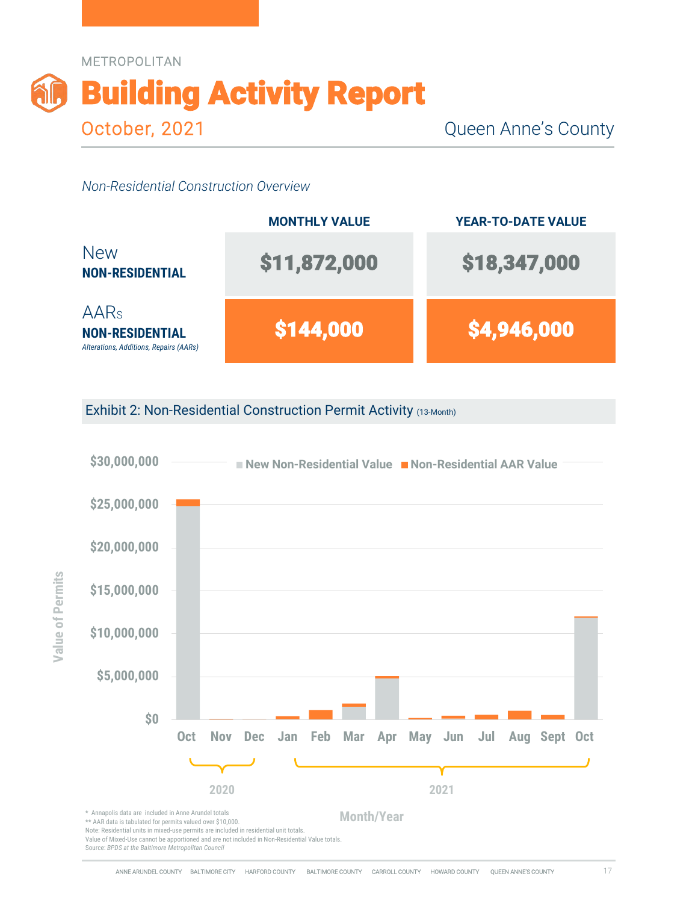METROPOLITAN

# Building Activity Report

October, 2021 — Queen Anne's County

*Non-Residential Construction Overview*

| | MONTHLY VALUE | YEAR-TO-DATE VALUE |
|---|---|---|
| New **NON-RESIDENTIAL** | $11,872,000 | $18,347,000 |
| AARs **NON-RESIDENTIAL** *Alterations, Additions, Repairs (AARs)* | $144,000 | $4,946,000 |

## Exhibit 2: Non-Residential Construction Permit Activity (13-Month)

\* Annapolis data are included in Anne Arundel totals
\*\* AAR data is tabulated for permits valued over $10,000.
Note: Residential units in mixed-use permits are included in residential unit totals.
Value of Mixed-Use cannot be apportioned and are not included in Non-Residential Value totals.
Source: *BPDS at the Baltimore Metropolitan Council*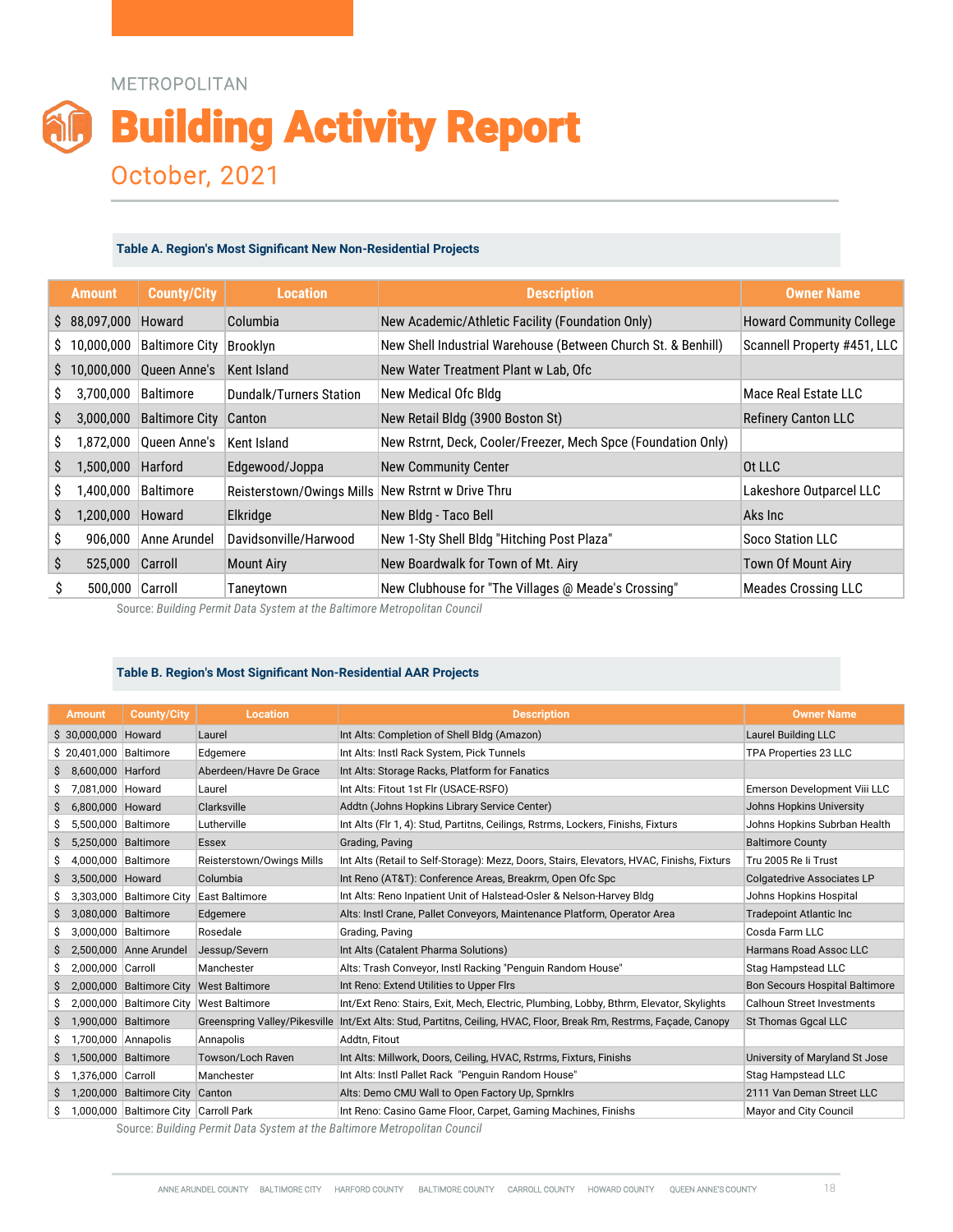METROPOLITAN

# Building Activity Report

## October, 2021

### Table A. Region's Most Significant New Non-Residential Projects

| Amount | County/City | Location | Description | Owner Name |
|---|---|---|---|---|
| $ 88,097,000 | Howard | Columbia | New Academic/Athletic Facility (Foundation Only) | Howard Community College |
| $ 10,000,000 | Baltimore City | Brooklyn | New Shell Industrial Warehouse (Between Church St. & Benhill) | Scannell Property #451, LLC |
| $ 10,000,000 | Queen Anne's | Kent Island | New Water Treatment Plant w Lab, Ofc | |
| $ 3,700,000 | Baltimore | Dundalk/Turners Station | New Medical Ofc Bldg | Mace Real Estate LLC |
| $ 3,000,000 | Baltimore City | Canton | New Retail Bldg (3900 Boston St) | Refinery Canton LLC |
| $ 1,872,000 | Queen Anne's | Kent Island | New Rstrnt, Deck, Cooler/Freezer, Mech Spce (Foundation Only) | |
| $ 1,500,000 | Harford | Edgewood/Joppa | New Community Center | Ot LLC |
| $ 1,400,000 | Baltimore | Reisterstown/Owings Mills | New Rstrnt w Drive Thru | Lakeshore Outparcel LLC |
| $ 1,200,000 | Howard | Elkridge | New Bldg - Taco Bell | Aks Inc |
| $ 906,000 | Anne Arundel | Davidsonville/Harwood | New 1-Sty Shell Bldg "Hitching Post Plaza" | Soco Station LLC |
| $ 525,000 | Carroll | Mount Airy | New Boardwalk for Town of Mt. Airy | Town Of Mount Airy |
| $ 500,000 | Carroll | Taneytown | New Clubhouse for "The Villages @ Meade's Crossing" | Meades Crossing LLC |

Source: *Building Permit Data System at the Baltimore Metropolitan Council*

### Table B. Region's Most Significant Non-Residential AAR Projects

| Amount | County/City | Location | Description | Owner Name |
|---|---|---|---|---|
| $ 30,000,000 | Howard | Laurel | Int Alts: Completion of Shell Bldg (Amazon) | Laurel Building LLC |
| $ 20,401,000 | Baltimore | Edgemere | Int Alts: Instl Rack System, Pick Tunnels | TPA Properties 23 LLC |
| $ 8,600,000 | Harford | Aberdeen/Havre De Grace | Int Alts: Storage Racks, Platform for Fanatics | |
| $ 7,081,000 | Howard | Laurel | Int Alts: Fitout 1st Flr (USACE-RSFO) | Emerson Development Viii LLC |
| $ 6,800,000 | Howard | Clarksville | Addtn (Johns Hopkins Library Service Center) | Johns Hopkins University |
| $ 5,500,000 | Baltimore | Lutherville | Int Alts (Flr 1, 4): Stud, Partitns, Ceilings, Rstrms, Lockers, Finishs, Fixtures | Johns Hopkins Subrban Health |
| $ 5,250,000 | Baltimore | Essex | Grading, Paving | Baltimore County |
| $ 4,000,000 | Baltimore | Reisterstown/Owings Mills | Int Alts (Retail to Self-Storage): Mezz, Doors, Stairs, Elevators, HVAC, Finishs, Fixtures | Tru 2005 Re Ii Trust |
| $ 3,500,000 | Howard | Columbia | Int Reno (AT&T): Conference Areas, Breakrm, Open Ofc Spc | Colgatedrive Associates LP |
| $ 3,303,000 | Baltimore City | East Baltimore | Int Alts: Reno Inpatient Unit of Halstead-Osler & Nelson-Harvey Bldg | Johns Hopkins Hospital |
| $ 3,080,000 | Baltimore | Edgemere | Alts: Instl Crane, Pallet Conveyors, Maintenance Platform, Operator Area | Tradepoint Atlantic Inc |
| $ 3,000,000 | Baltimore | Rosedale | Grading, Paving | Cosda Farm LLC |
| $ 2,500,000 | Anne Arundel | Jessup/Severn | Int Alts (Catalent Pharma Solutions) | Harmans Road Assoc LLC |
| $ 2,000,000 | Carroll | Manchester | Alts: Trash Conveyor, Instl Racking "Penguin Random House" | Stag Hampstead LLC |
| $ 2,000,000 | Baltimore City | West Baltimore | Int Reno: Extend Utilities to Upper Flrs | Bon Secours Hospital Baltimore |
| $ 2,000,000 | Baltimore City | West Baltimore | Int/Ext Reno: Stairs, Exit, Mech, Electric, Plumbing, Lobby, Bthrm, Elevator, Skylights | Calhoun Street Investments |
| $ 1,900,000 | Baltimore | Greenspring Valley/Pikesville | Int/Ext Alts: Stud, Partitns, Ceiling, HVAC, Floor, Break Rm, Restrms, Façade, Canopy | St Thomas Ggcal LLC |
| $ 1,700,000 | Annapolis | Annapolis | Addtn, Fitout | |
| $ 1,500,000 | Baltimore | Towson/Loch Raven | Int Alts: Millwork, Doors, Ceiling, HVAC, Rstrms, Fixtures, Finishs | University of Maryland St Jose |
| $ 1,376,000 | Carroll | Manchester | Int Alts: Instl Pallet Rack "Penguin Random House" | Stag Hampstead LLC |
| $ 1,200,000 | Baltimore City | Canton | Alts: Demo CMU Wall to Open Factory Up, Sprnklrs | 2111 Van Deman Street LLC |
| $ 1,000,000 | Baltimore City | Carroll Park | Int Reno: Casino Game Floor, Carpet, Gaming Machines, Finishs | Mayor and City Council |

Source: *Building Permit Data System at the Baltimore Metropolitan Council*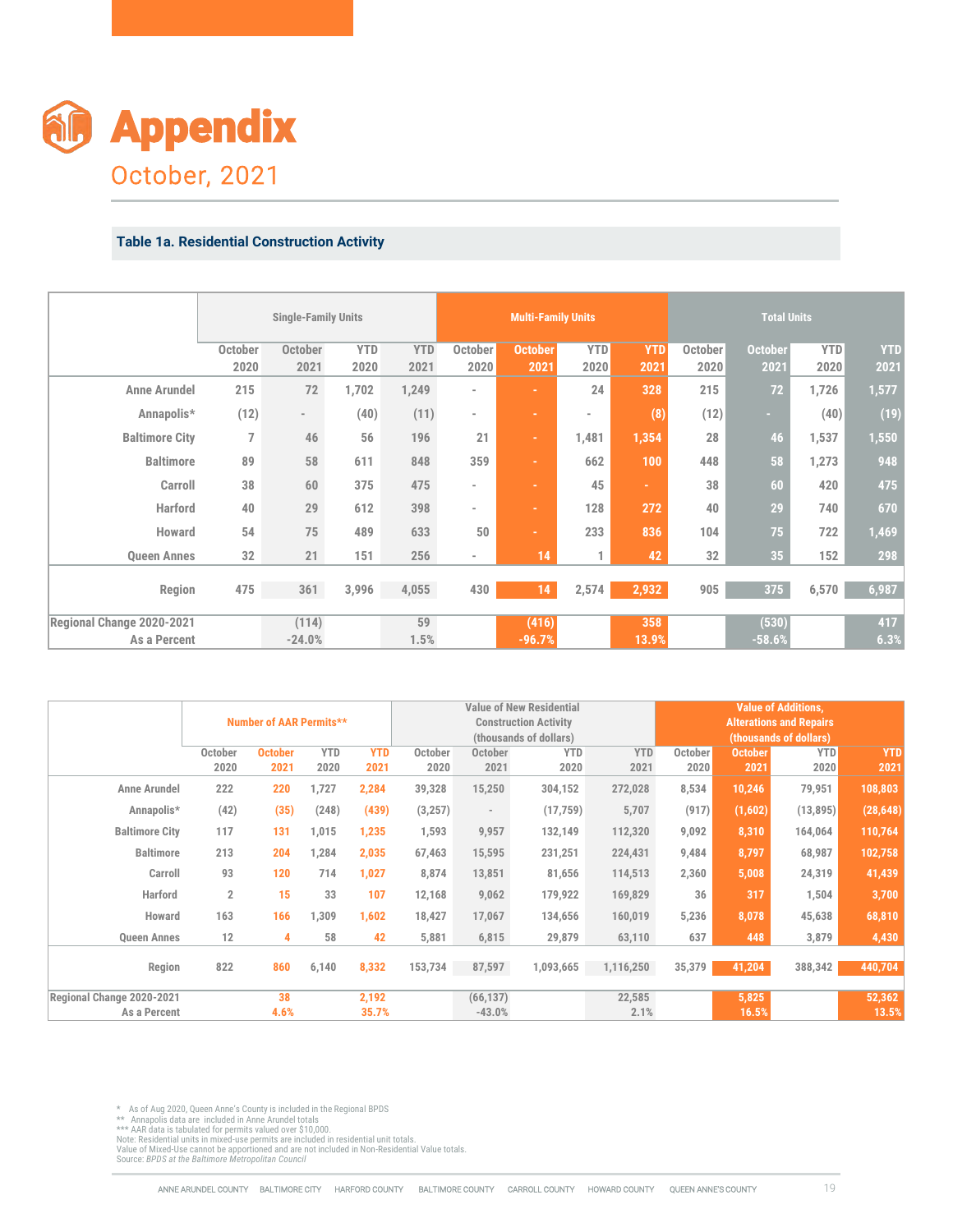# Appendix

## October, 2021

### Table 1a. Residential Construction Activity

| | Single-Family Units | | | | Multi-Family Units | | | | Total Units | | | |
|---|---|---|---|---|---|---|---|---|---|---|---|---|
| | October 2020 | October 2021 | YTD 2020 | YTD 2021 | October 2020 | October 2021 | YTD 2020 | YTD 2021 | October 2020 | October 2021 | YTD 2020 | YTD 2021 |
| Anne Arundel | 215 | 72 | 1,702 | 1,249 | - | - | 24 | 328 | 215 | 72 | 1,726 | 1,577 |
| Annapolis* | (12) | - | (40) | (11) | - | - | - | (8) | (12) | - | (40) | (19) |
| Baltimore City | 7 | 46 | 56 | 196 | 21 | - | 1,481 | 1,354 | 28 | 46 | 1,537 | 1,550 |
| Baltimore | 89 | 58 | 611 | 848 | 359 | - | 662 | 100 | 448 | 58 | 1,273 | 948 |
| Carroll | 38 | 60 | 375 | 475 | - | - | 45 | - | 38 | 60 | 420 | 475 |
| Harford | 40 | 29 | 612 | 398 | - | - | 128 | 272 | 40 | 29 | 740 | 670 |
| Howard | 54 | 75 | 489 | 633 | 50 | - | 233 | 836 | 104 | 75 | 722 | 1,469 |
| Queen Annes | 32 | 21 | 151 | 256 | - | 14 | 1 | 42 | 32 | 35 | 152 | 298 |
| Region | 475 | 361 | 3,996 | 4,055 | 430 | 14 | 2,574 | 2,932 | 905 | 375 | 6,570 | 6,987 |
| Regional Change 2020-2021 | | (114) | | 59 | | (416) | | 358 | | (530) | | 417 |
| As a Percent | | -24.0% | | 1.5% | | -96.7% | | 13.9% | | -58.6% | | 6.3% |

| | Number of AAR Permits** | | | | Value of New Residential Construction Activity (thousands of dollars) | | | | Value of Additions, Alterations and Repairs (thousands of dollars) | | | |
|---|---|---|---|---|---|---|---|---|---|---|---|---|
| | October 2020 | October 2021 | YTD 2020 | YTD 2021 | October 2020 | October 2021 | YTD 2020 | YTD 2021 | October 2020 | October 2021 | YTD 2020 | YTD 2021 |
| Anne Arundel | 222 | 220 | 1,727 | 2,284 | 39,328 | 15,250 | 304,152 | 272,028 | 8,534 | 10,246 | 79,951 | 108,803 |
| Annapolis* | (42) | (35) | (248) | (439) | (3,257) | - | (17,759) | 5,707 | (917) | (1,602) | (13,895) | (28,648) |
| Baltimore City | 117 | 131 | 1,015 | 1,235 | 1,593 | 9,957 | 132,149 | 112,320 | 9,092 | 8,310 | 164,064 | 110,764 |
| Baltimore | 213 | 204 | 1,284 | 2,035 | 67,463 | 15,595 | 231,251 | 224,431 | 9,484 | 8,797 | 68,987 | 102,758 |
| Carroll | 93 | 120 | 714 | 1,027 | 8,874 | 13,851 | 81,656 | 114,513 | 2,360 | 5,008 | 24,319 | 41,439 |
| Harford | 2 | 15 | 33 | 107 | 12,168 | 9,062 | 179,922 | 169,829 | 36 | 317 | 1,504 | 3,700 |
| Howard | 163 | 166 | 1,309 | 1,602 | 18,427 | 17,067 | 134,656 | 160,019 | 5,236 | 8,078 | 45,638 | 68,810 |
| Queen Annes | 12 | 4 | 58 | 42 | 5,881 | 6,815 | 29,879 | 63,110 | 637 | 448 | 3,879 | 4,430 |
| Region | 822 | 860 | 6,140 | 8,332 | 153,734 | 87,597 | 1,093,665 | 1,116,250 | 35,379 | 41,204 | 388,342 | 440,704 |
| Regional Change 2020-2021 | | 38 | | 2,192 | | (66,137) | | 22,585 | | 5,825 | | 52,362 |
| As a Percent | | 4.6% | | 35.7% | | -43.0% | | 2.1% | | 16.5% | | 13.5% |

\* As of Aug 2020, Queen Anne's County is included in the Regional BPDS
** Annapolis data are included in Anne Arundel totals
*** AAR data is tabulated for permits valued over $10,000.
Note: Residential units in mixed-use permits are included in residential unit totals.
Value of Mixed-Use cannot be apportioned and are not included in Non-Residential Value totals.
Source: *BPDS at the Baltimore Metropolitan Council*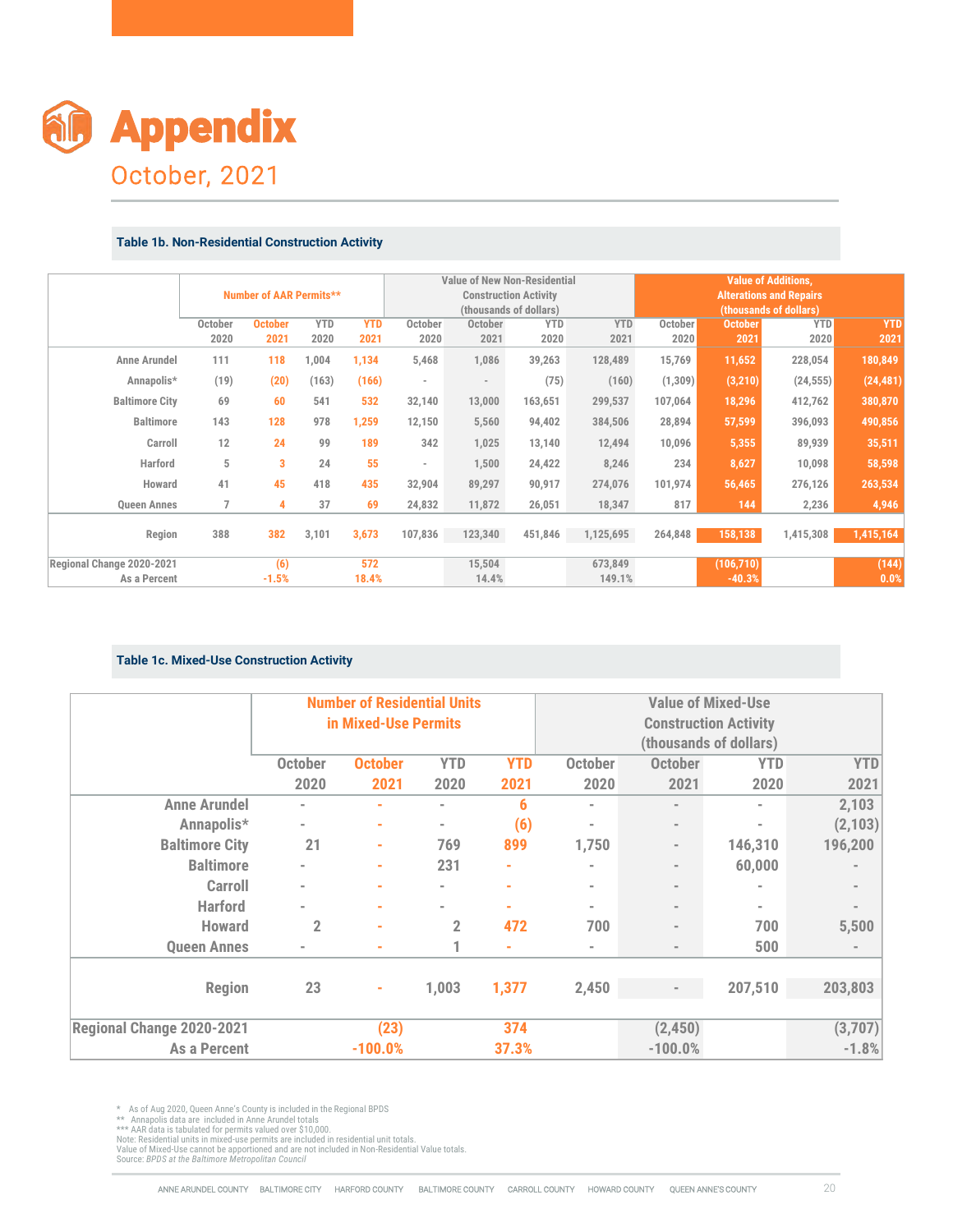# Appendix

## October, 2021

### Table 1b. Non-Residential Construction Activity

| | Number of AAR Permits** | | | | Value of New Non-Residential Construction Activity (thousands of dollars) | | | | Value of Additions, Alterations and Repairs (thousands of dollars) | | | |
|---|---|---|---|---|---|---|---|---|---|---|---|---|
| | October 2020 | October 2021 | YTD 2020 | YTD 2021 | October 2020 | October 2021 | YTD 2020 | YTD 2021 | October 2020 | October 2021 | YTD 2020 | YTD 2021 |
| Anne Arundel | 111 | 118 | 1,004 | 1,134 | 5,468 | 1,086 | 39,263 | 128,489 | 15,769 | 11,652 | 228,054 | 180,849 |
| Annapolis* | (19) | (20) | (163) | (166) | - | - | (75) | (160) | (1,309) | (3,210) | (24,555) | (24,481) |
| Baltimore City | 69 | 60 | 541 | 532 | 32,140 | 13,000 | 163,651 | 299,537 | 107,064 | 18,296 | 412,762 | 380,870 |
| Baltimore | 143 | 128 | 978 | 1,259 | 12,150 | 5,560 | 94,402 | 384,506 | 28,894 | 57,599 | 396,093 | 490,856 |
| Carroll | 12 | 24 | 99 | 189 | 342 | 1,025 | 13,140 | 12,494 | 10,096 | 5,355 | 89,939 | 35,511 |
| Harford | 5 | 3 | 24 | 55 | - | 1,500 | 24,422 | 8,246 | 234 | 8,627 | 10,098 | 58,598 |
| Howard | 41 | 45 | 418 | 435 | 32,904 | 89,297 | 90,917 | 274,076 | 101,974 | 56,465 | 276,126 | 263,534 |
| Queen Annes | 7 | 4 | 37 | 69 | 24,832 | 11,872 | 26,051 | 18,347 | 817 | 144 | 2,236 | 4,946 |
| Region | 388 | 382 | 3,101 | 3,673 | 107,836 | 123,340 | 451,846 | 1,125,695 | 264,848 | 158,138 | 1,415,308 | 1,415,164 |
| Regional Change 2020-2021 | | (6) | | 572 | | 15,504 | | 673,849 | | (106,710) | | (144) |
| As a Percent | | -1.5% | | 18.4% | | 14.4% | | 149.1% | | -40.3% | | 0.0% |

### Table 1c. Mixed-Use Construction Activity

| | Number of Residential Units in Mixed-Use Permits | | | | Value of Mixed-Use Construction Activity (thousands of dollars) | | | |
|---|---|---|---|---|---|---|---|---|
| | October 2020 | October 2021 | YTD 2020 | YTD 2021 | October 2020 | October 2021 | YTD 2020 | YTD 2021 |
| Anne Arundel | - | - | - | 6 | - | - | - | 2,103 |
| Annapolis* | - | - | - | (6) | - | - | - | (2,103) |
| Baltimore City | 21 | - | 769 | 899 | 1,750 | - | 146,310 | 196,200 |
| Baltimore | - | - | 231 | - | - | - | 60,000 | - |
| Carroll | - | - | - | - | - | - | - | - |
| Harford | - | - | - | - | - | - | - | - |
| Howard | 2 | - | 2 | 472 | 700 | - | 700 | 5,500 |
| Queen Annes | - | - | 1 | - | - | - | 500 | - |
| Region | 23 | - | 1,003 | 1,377 | 2,450 | - | 207,510 | 203,803 |
| Regional Change 2020-2021 | | (23) | | 374 | | (2,450) | | (3,707) |
| As a Percent | | -100.0% | | 37.3% | | -100.0% | | -1.8% |

\* As of Aug 2020, Queen Anne's County is included in the Regional BPDS
** Annapolis data are included in Anne Arundel totals
*** AAR data is tabulated for permits valued over $10,000.
Note: Residential units in mixed-use permits are included in residential unit totals.
Value of Mixed-Use cannot be apportioned and are not included in Non-Residential Value totals.
Source: *BPDS at the Baltimore Metropolitan Council*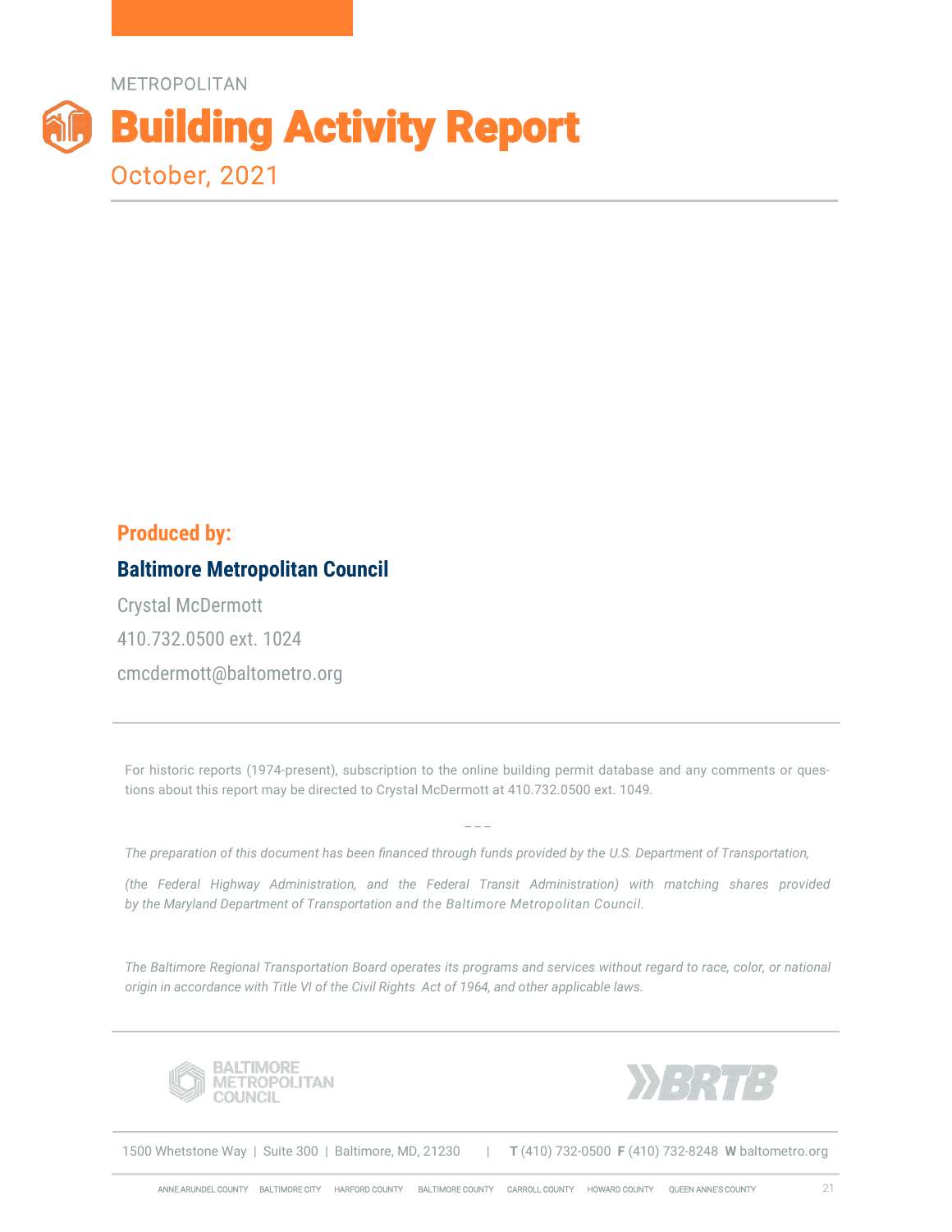METROPOLITAN

# Building Activity Report

October, 2021

**Produced by:**

**Baltimore Metropolitan Council**

Crystal McDermott

410.732.0500 ext. 1024

cmcdermott@baltometro.org

For historic reports (1974-present), subscription to the online building permit database and any comments or questions about this report may be directed to Crystal McDermott at 410.732.0500 ext. 1049.

– – –

*The preparation of this document has been financed through funds provided by the U.S. Department of Transportation,*

*(the Federal Highway Administration, and the Federal Transit Administration) with matching shares provided by the Maryland Department of Transportation and the Baltimore Metropolitan Council.*

*The Baltimore Regional Transportation Board operates its programs and services without regard to race, color, or national origin in accordance with Title VI of the Civil Rights Act of 1964, and other applicable laws.*

BALTIMORE METROPOLITAN COUNCIL

BRTB

1500 Whetstone Way | Suite 300 | Baltimore, MD, 21230 | **T** (410) 732-0500 **F** (410) 732-8248 **W** baltometro.org

ANNE ARUNDEL COUNTY BALTIMORE CITY HARFORD COUNTY BALTIMORE COUNTY CARROLL COUNTY HOWARD COUNTY QUEEN ANNE'S COUNTY